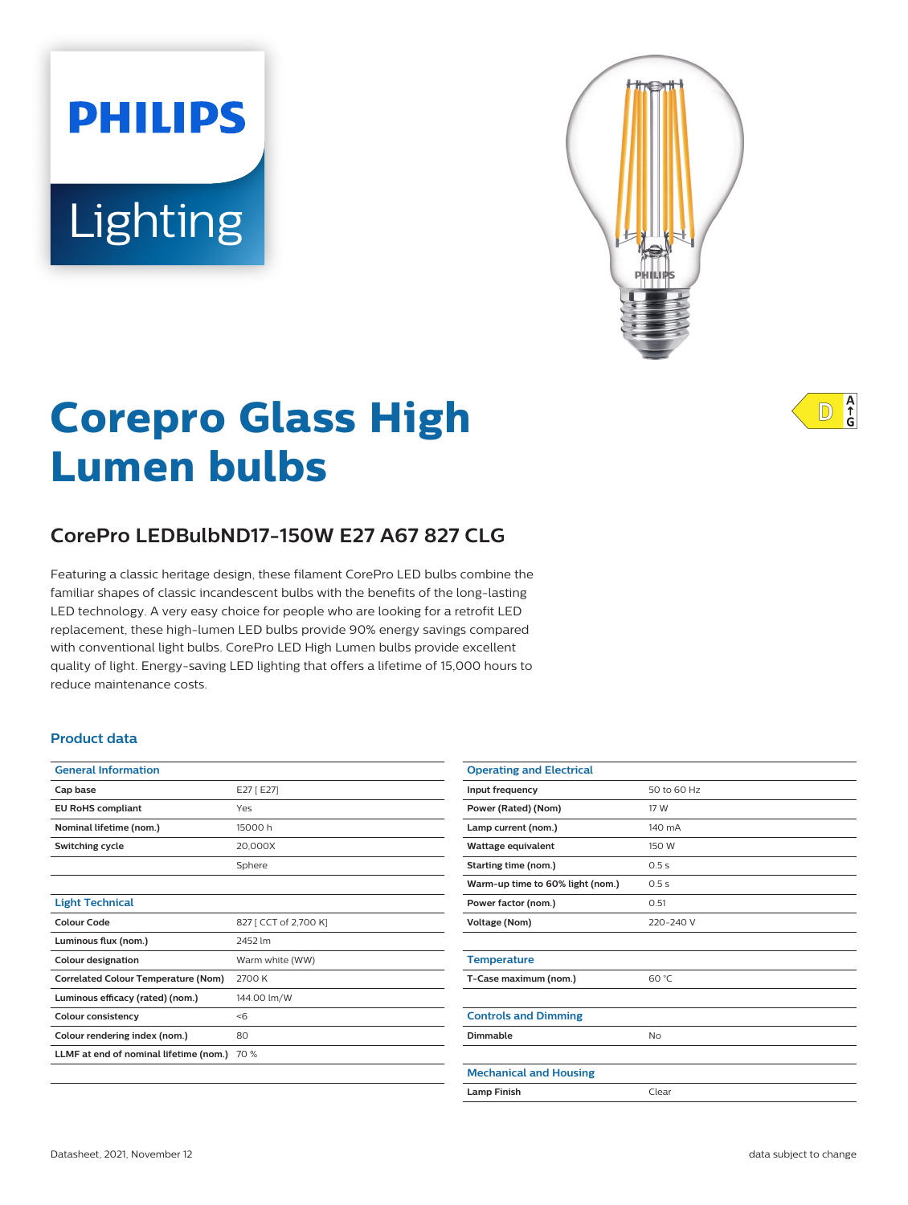PHILIPS

Lighting

# Corepro Glass High Lumen bulbs

## CorePro LEDBulbND17-150W E27 A67 827 CLG

Featuring a classic heritage design, these filament CorePro LED bulbs combine the familiar shapes of classic incandescent bulbs with the benefits of the long-lasting LED technology. A very easy choice for people who are looking for a retrofit LED replacement, these high-lumen LED bulbs provide 90% energy savings compared with conventional light bulbs. CorePro LED High Lumen bulbs provide excellent quality of light. Energy-saving LED lighting that offers a lifetime of 15,000 hours to reduce maintenance costs.

### Product data

| General Information | |
|---|---|
| Cap base | E27 [ E27] |
| EU RoHS compliant | Yes |
| Nominal lifetime (nom.) | 15000 h |
| Switching cycle | 20,000X |
| | Sphere |

| Light Technical | |
|---|---|
| Colour Code | 827 [ CCT of 2,700 K] |
| Luminous flux (nom.) | 2452 lm |
| Colour designation | Warm white (WW) |
| Correlated Colour Temperature (Nom) | 2700 K |
| Luminous efficacy (rated) (nom.) | 144.00 lm/W |
| Colour consistency | <6 |
| Colour rendering index (nom.) | 80 |
| LLMF at end of nominal lifetime (nom.) | 70 % |

| Operating and Electrical | |
|---|---|
| Input frequency | 50 to 60 Hz |
| Power (Rated) (Nom) | 17 W |
| Lamp current (nom.) | 140 mA |
| Wattage equivalent | 150 W |
| Starting time (nom.) | 0.5 s |
| Warm-up time to 60% light (nom.) | 0.5 s |
| Power factor (nom.) | 0.51 |
| Voltage (Nom) | 220-240 V |

| Temperature | |
|---|---|
| T-Case maximum (nom.) | 60 °C |

| Controls and Dimming | |
|---|---|
| Dimmable | No |

| Mechanical and Housing | |
|---|---|
| Lamp Finish | Clear |

Datasheet, 2021, November 12

data subject to change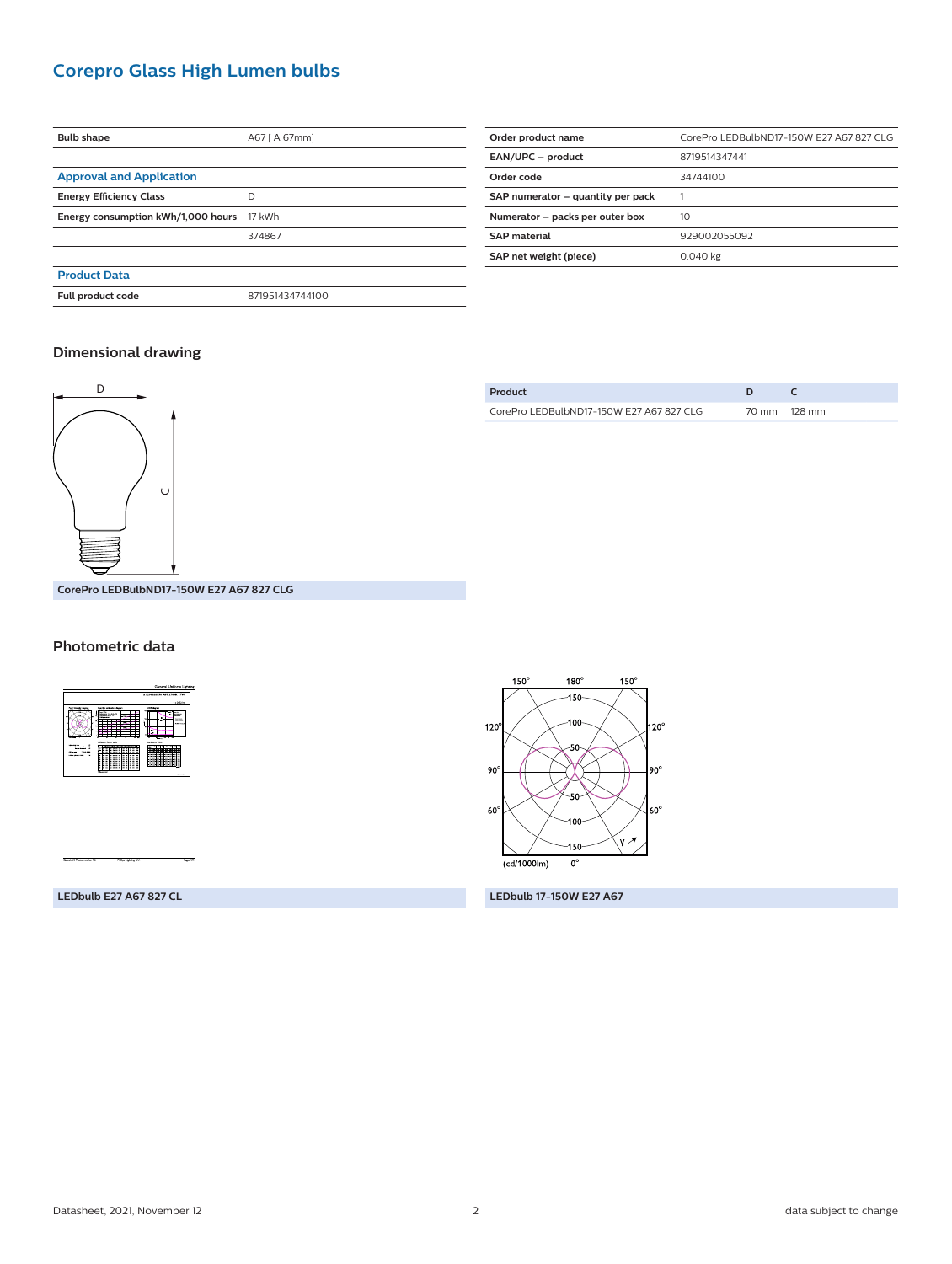# Corepro Glass High Lumen bulbs

| Bulb shape | A67 [ A 67mm] |
|---|---|
| | |

| **Approval and Application** | |
|---|---|
| Energy Efficiency Class | D |
| Energy consumption kWh/1,000 hours | 17 kWh |
| | 374867 |
| | |

| **Product Data** | |
|---|---|
| Full product code | 871951434744100 |

| Order product name | CorePro LEDBulbND17-150W E27 A67 827 CLG |
|---|---|
| EAN/UPC – product | 8719514347441 |
| Order code | 34744100 |
| SAP numerator – quantity per pack | 1 |
| Numerator – packs per outer box | 10 |
| SAP material | 929002055092 |
| SAP net weight (piece) | 0.040 kg |

## Dimensional drawing

CorePro LEDBulbND17-150W E27 A67 827 CLG

| Product | D | C |
|---|---|---|
| CorePro LEDBulbND17-150W E27 A67 827 CLG | 70 mm | 128 mm |

## Photometric data

LEDbulb E27 A67 827 CL

LEDbulb 17-150W E27 A67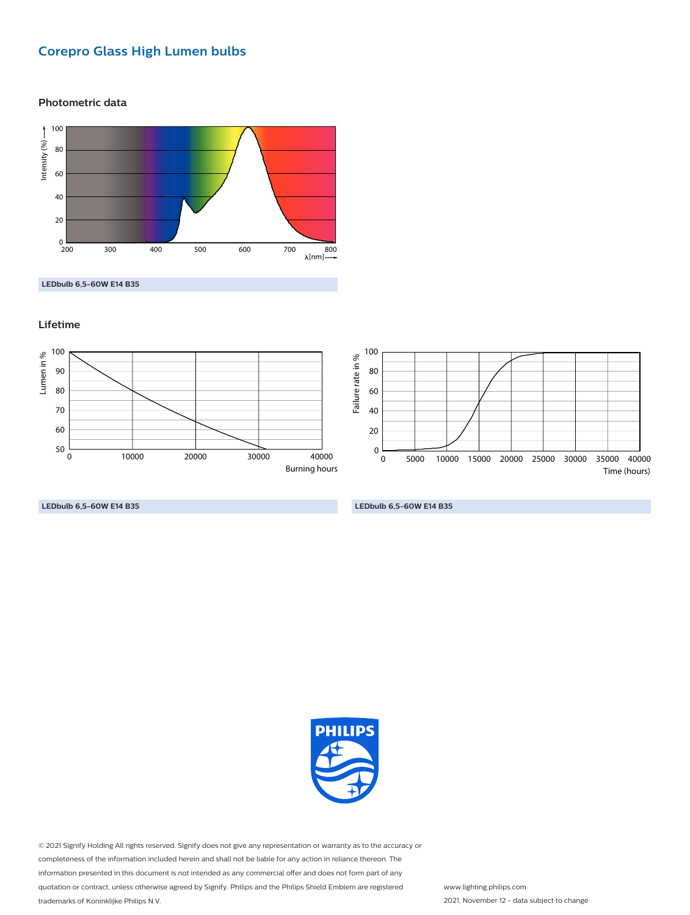## Corepro Glass High Lumen bulbs

### Photometric data

Intensity (%)
100
80
60
40
20
0
200 300 400 500 600 700 800
λ[nm]

**LEDbulb 6,5-60W E14 B35**

### Lifetime

Lumen in %
100
90
80
70
60
50
0 10000 20000 30000 40000
Burning hours

**LEDbulb 6,5-60W E14 B35**

Failure rate in %
100
80
60
40
20
0
0 5000 10000 15000 20000 25000 30000 35000 40000
Time (hours)

**LEDbulb 6,5-60W E14 B35**

© 2021 Signify Holding All rights reserved. Signify does not give any representation or warranty as to the accuracy or completeness of the information included herein and shall not be liable for any action in reliance thereon. The information presented in this document is not intended as any commercial offer and does not form part of any quotation or contract, unless otherwise agreed by Signify. Philips and the Philips Shield Emblem are registered trademarks of Koninklijke Philips N.V.

www.lighting.philips.com

2021, November 12 - data subject to change